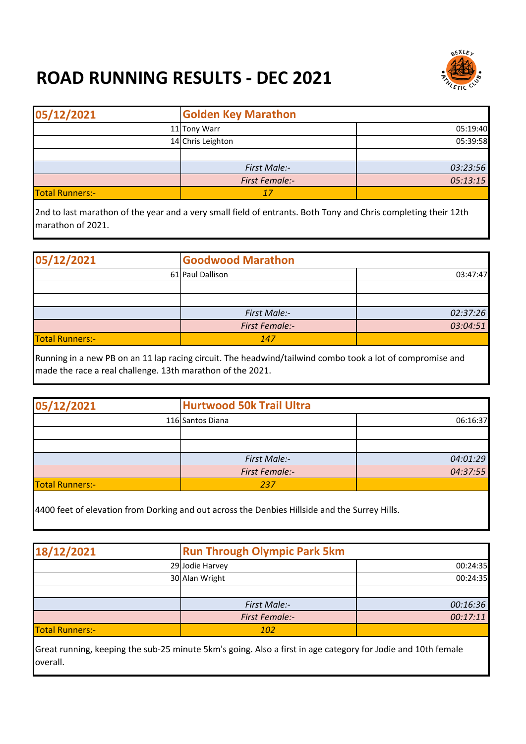# ROAD RUNNING RESULTS - DEC 2021

| 05/12/2021 | Golden Key Marathon | |
|---|---|---|
| 11 | Tony Warr | 05:19:40 |
| 14 | Chris Leighton | 05:39:58 |
| | | |
| | *First Male:-* | *03:23:56* |
| | *First Female:-* | *05:13:15* |
| Total Runners:- | *17* | |

2nd to last marathon of the year and a very small field of entrants. Both Tony and Chris completing their 12th marathon of 2021.

| 05/12/2021 | Goodwood Marathon | |
|---|---|---|
| 61 | Paul Dallison | 03:47:47 |
| | | |
| | | |
| | *First Male:-* | *02:37:26* |
| | *First Female:-* | *03:04:51* |
| Total Runners:- | *147* | |

Running in a new PB on an 11 lap racing circuit. The headwind/tailwind combo took a lot of compromise and made the race a real challenge. 13th marathon of the 2021.

| 05/12/2021 | Hurtwood 50k Trail Ultra | |
|---|---|---|
| 116 | Santos Diana | 06:16:37 |
| | | |
| | | |
| | *First Male:-* | *04:01:29* |
| | *First Female:-* | *04:37:55* |
| Total Runners:- | *237* | |

4400 feet of elevation from Dorking and out across the Denbies Hillside and the Surrey Hills.

| 18/12/2021 | Run Through Olympic Park 5km | |
|---|---|---|
| 29 | Jodie Harvey | 00:24:35 |
| 30 | Alan Wright | 00:24:35 |
| | | |
| | *First Male:-* | *00:16:36* |
| | *First Female:-* | *00:17:11* |
| Total Runners:- | *102* | |

Great running, keeping the sub-25 minute 5km's going. Also a first in age category for Jodie and 10th female overall.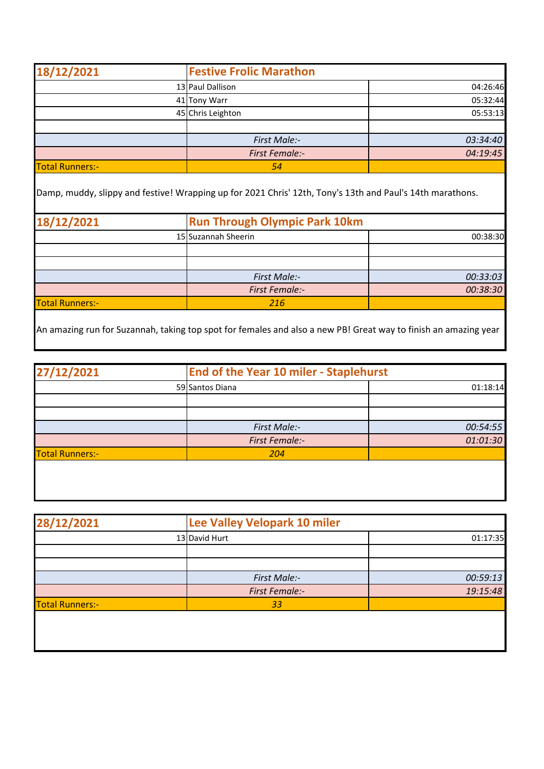| 18/12/2021 | Festive Frolic Marathon | |
|---|---|---|
| 13 | Paul Dallison | 04:26:46 |
| 41 | Tony Warr | 05:32:44 |
| 45 | Chris Leighton | 05:53:13 |
| | | |
| | *First Male:-* | *03:34:40* |
| | *First Female:-* | *04:19:45* |
| Total Runners:- | *54* | |

Damp, muddy, slippy and festive! Wrapping up for 2021 Chris' 12th, Tony's 13th and Paul's 14th marathons.

| 18/12/2021 | Run Through Olympic Park 10km | |
|---|---|---|
| 15 | Suzannah Sheerin | 00:38:30 |
| | | |
| | | |
| | *First Male:-* | *00:33:03* |
| | *First Female:-* | *00:38:30* |
| Total Runners:- | *216* | |

An amazing run for Suzannah, taking top spot for females and also a new PB! Great way to finish an amazing year

| 27/12/2021 | End of the Year 10 miler - Staplehurst | |
|---|---|---|
| 59 | Santos Diana | 01:18:14 |
| | | |
| | | |
| | *First Male:-* | *00:54:55* |
| | *First Female:-* | *01:01:30* |
| Total Runners:- | *204* | |

| 28/12/2021 | Lee Valley Velopark 10 miler | |
|---|---|---|
| 13 | David Hurt | 01:17:35 |
| | | |
| | | |
| | *First Male:-* | *00:59:13* |
| | *First Female:-* | *19:15:48* |
| Total Runners:- | *33* | |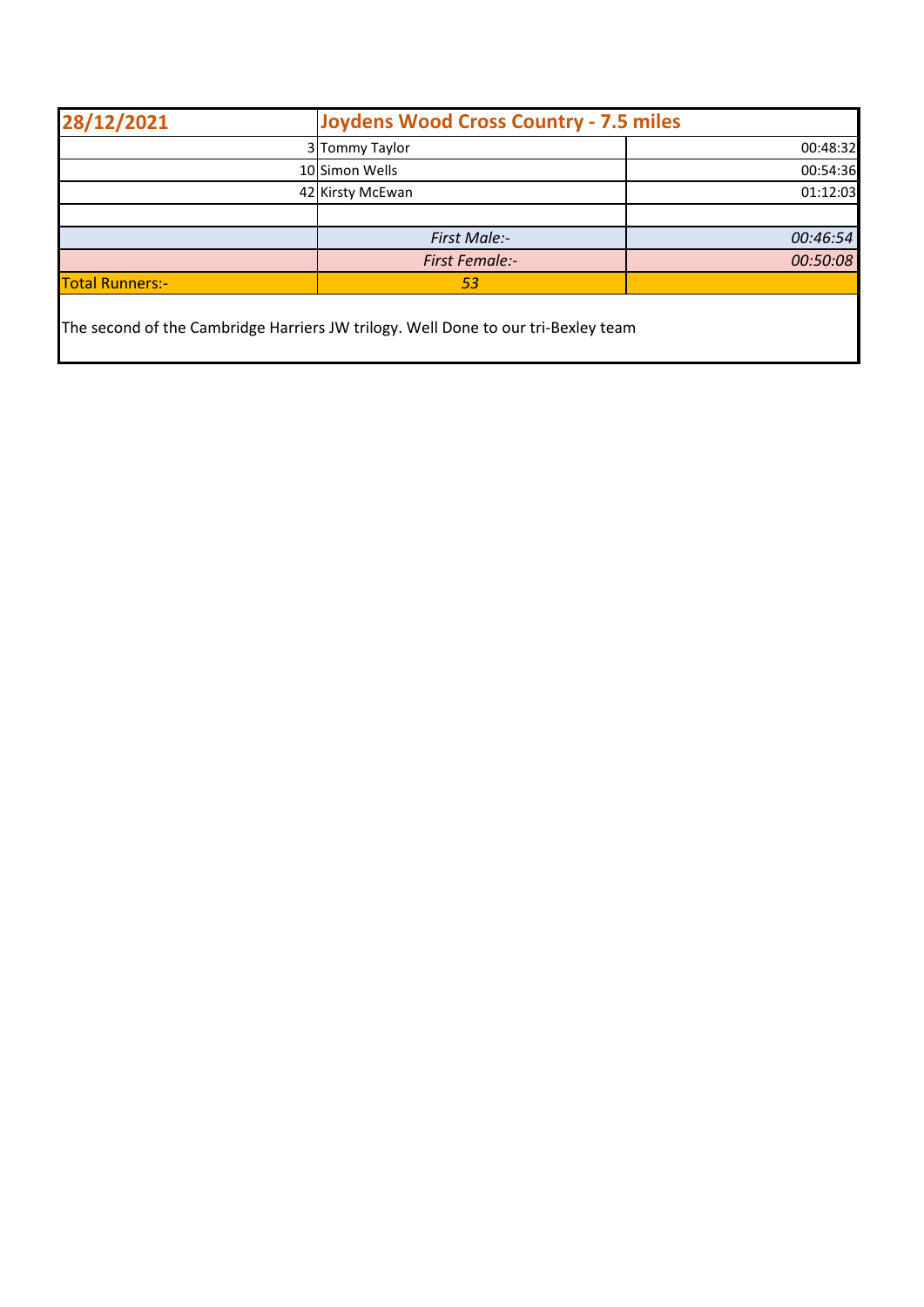| 28/12/2021 | Joydens Wood Cross Country - 7.5 miles | |
|---|---|---|
| 3 | Tommy Taylor | 00:48:32 |
| 10 | Simon Wells | 00:54:36 |
| 42 | Kirsty McEwan | 01:12:03 |
| | | |
| | *First Male:-* | *00:46:54* |
| | *First Female:-* | *00:50:08* |
| Total Runners:- | *53* | |

The second of the Cambridge Harriers JW trilogy. Well Done to our tri-Bexley team